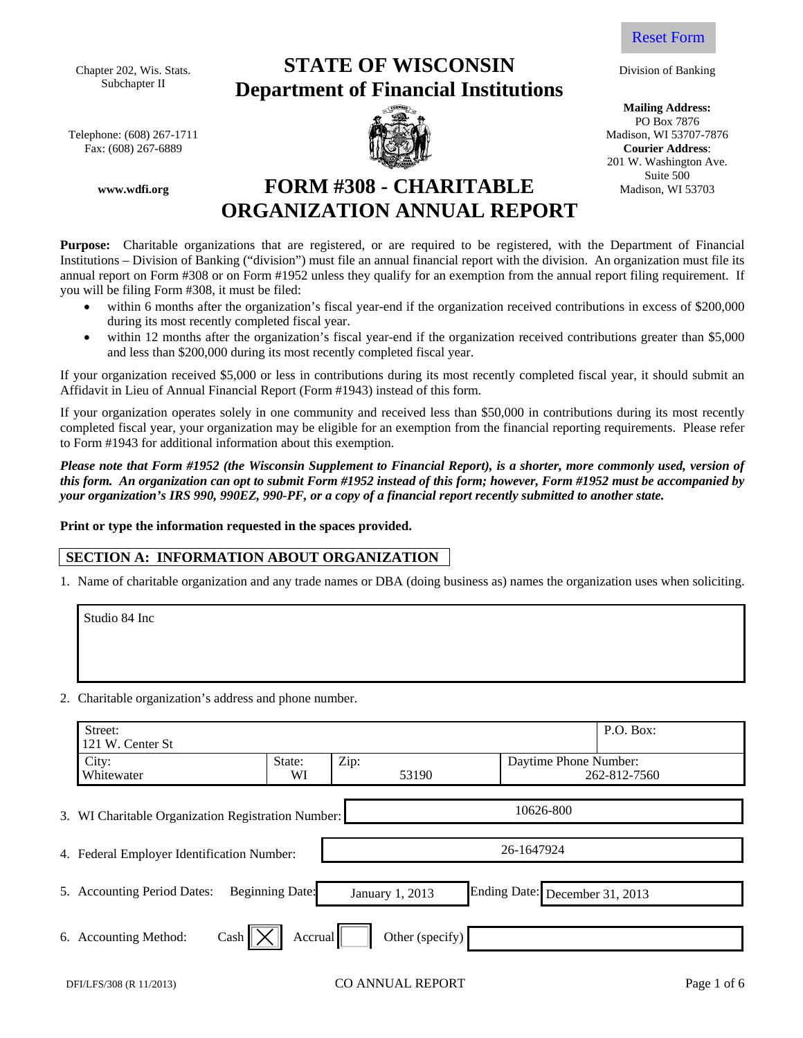Reset Form

Chapter 202, Wis. Stats.
Subchapter II

Telephone: (608) 267-1711
Fax: (608) 267-6889

www.wdfi.org

# STATE OF WISCONSIN
# Department of Financial Institutions

Division of Banking

**Mailing Address:**
PO Box 7876
Madison, WI 53707-7876
**Courier Address**:
201 W. Washington Ave.
Suite 500
Madison, WI 53703

# FORM #308 - CHARITABLE ORGANIZATION ANNUAL REPORT

**Purpose:** Charitable organizations that are registered, or are required to be registered, with the Department of Financial Institutions – Division of Banking ("division") must file an annual financial report with the division. An organization must file its annual report on Form #308 or on Form #1952 unless they qualify for an exemption from the annual report filing requirement. If you will be filing Form #308, it must be filed:

- within 6 months after the organization's fiscal year-end if the organization received contributions in excess of $200,000 during its most recently completed fiscal year.
- within 12 months after the organization's fiscal year-end if the organization received contributions greater than $5,000 and less than $200,000 during its most recently completed fiscal year.

If your organization received $5,000 or less in contributions during its most recently completed fiscal year, it should submit an Affidavit in Lieu of Annual Financial Report (Form #1943) instead of this form.

If your organization operates solely in one community and received less than $50,000 in contributions during its most recently completed fiscal year, your organization may be eligible for an exemption from the financial reporting requirements. Please refer to Form #1943 for additional information about this exemption.

***Please note that Form #1952 (the Wisconsin Supplement to Financial Report), is a shorter, more commonly used, version of this form. An organization can opt to submit Form #1952 instead of this form; however, Form #1952 must be accompanied by your organization's IRS 990, 990EZ, 990-PF, or a copy of a financial report recently submitted to another state.***

**Print or type the information requested in the spaces provided.**

## SECTION A: INFORMATION ABOUT ORGANIZATION

1. Name of charitable organization and any trade names or DBA (doing business as) names the organization uses when soliciting.

Studio 84 Inc

2. Charitable organization's address and phone number.

| Street: 121 W. Center St | | | P.O. Box: |
|---|---|---|---|
| City: Whitewater | State: WI | Zip: 53190 | Daytime Phone Number: 262-812-7560 |

3. WI Charitable Organization Registration Number: 10626-800

4. Federal Employer Identification Number: 26-1647924

5. Accounting Period Dates: Beginning Date: January 1, 2013 Ending Date: December 31, 2013

6. Accounting Method: Cash [X] Accrual [ ] Other (specify) 

DFI/LFS/308 (R 11/2013) CO ANNUAL REPORT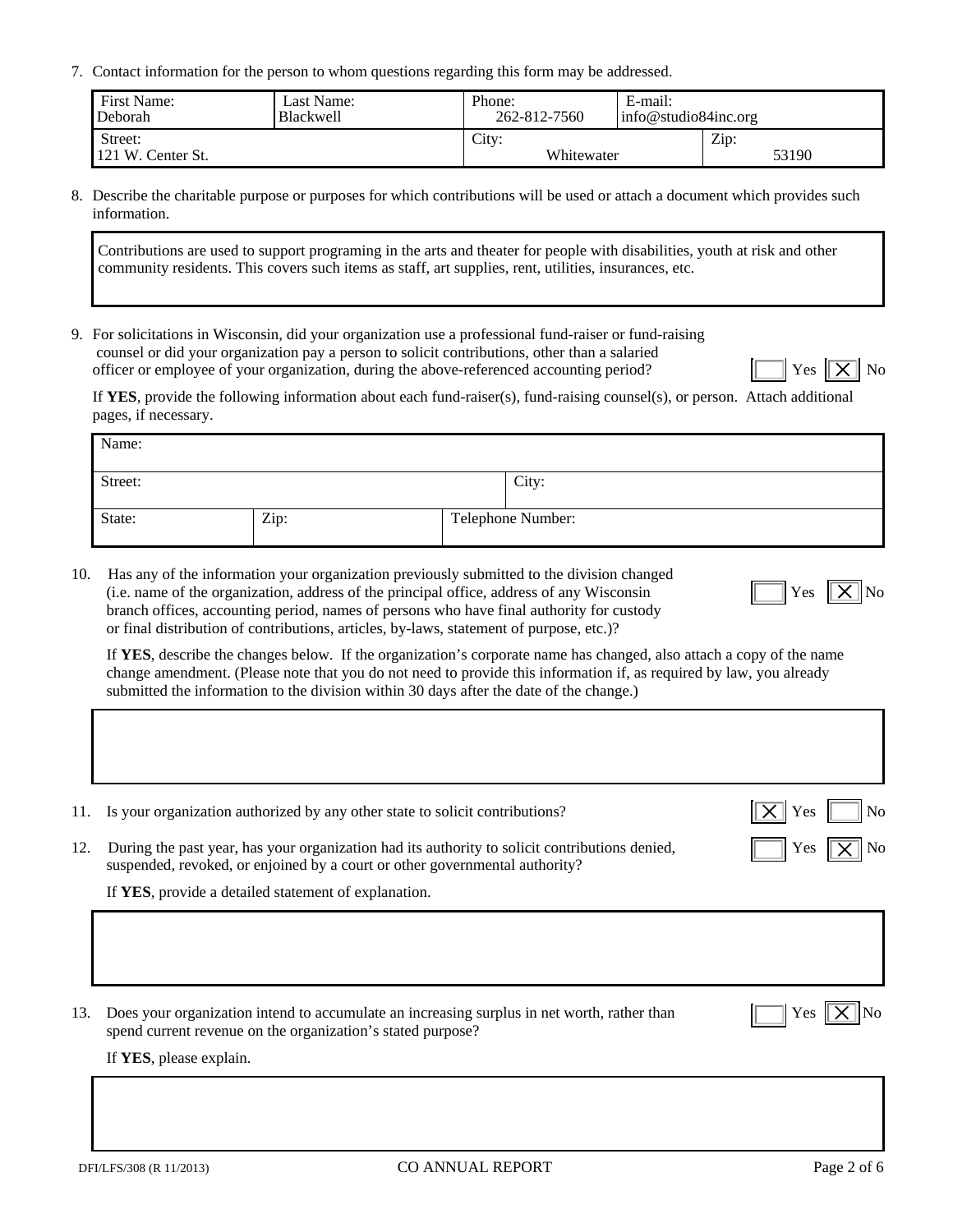7. Contact information for the person to whom questions regarding this form may be addressed.

| First Name: Deborah | Last Name: Blackwell | Phone: 262-812-7560 | E-mail: info@studio84inc.org |
|---|---|---|---|
| Street: 121 W. Center St. | | City: Whitewater | Zip: 53190 |

8. Describe the charitable purpose or purposes for which contributions will be used or attach a document which provides such information.

Contributions are used to support programing in the arts and theater for people with disabilities, youth at risk and other community residents. This covers such items as staff, art supplies, rent, utilities, insurances, etc.

9. For solicitations in Wisconsin, did your organization use a professional fund-raiser or fund-raising counsel or did your organization pay a person to solicit contributions, other than a salaried officer or employee of your organization, during the above-referenced accounting period? ☐ Yes ☒ No

If **YES**, provide the following information about each fund-raiser(s), fund-raising counsel(s), or person. Attach additional pages, if necessary.

| Name: | | |
|---|---|---|
| Street: | | City: |
| State: | Zip: | Telephone Number: |

10. Has any of the information your organization previously submitted to the division changed (i.e. name of the organization, address of the principal office, address of any Wisconsin branch offices, accounting period, names of persons who have final authority for custody or final distribution of contributions, articles, by-laws, statement of purpose, etc.)? ☐ Yes ☒ No

If **YES**, describe the changes below. If the organization's corporate name has changed, also attach a copy of the name change amendment. (Please note that you do not need to provide this information if, as required by law, you already submitted the information to the division within 30 days after the date of the change.)

11. Is your organization authorized by any other state to solicit contributions? ☒ Yes ☐ No

12. During the past year, has your organization had its authority to solicit contributions denied, suspended, revoked, or enjoined by a court or other governmental authority? ☐ Yes ☒ No

If **YES**, provide a detailed statement of explanation.

13. Does your organization intend to accumulate an increasing surplus in net worth, rather than spend current revenue on the organization's stated purpose? ☐ Yes ☒ No

If **YES**, please explain.

DFI/LFS/308 (R 11/2013) CO ANNUAL REPORT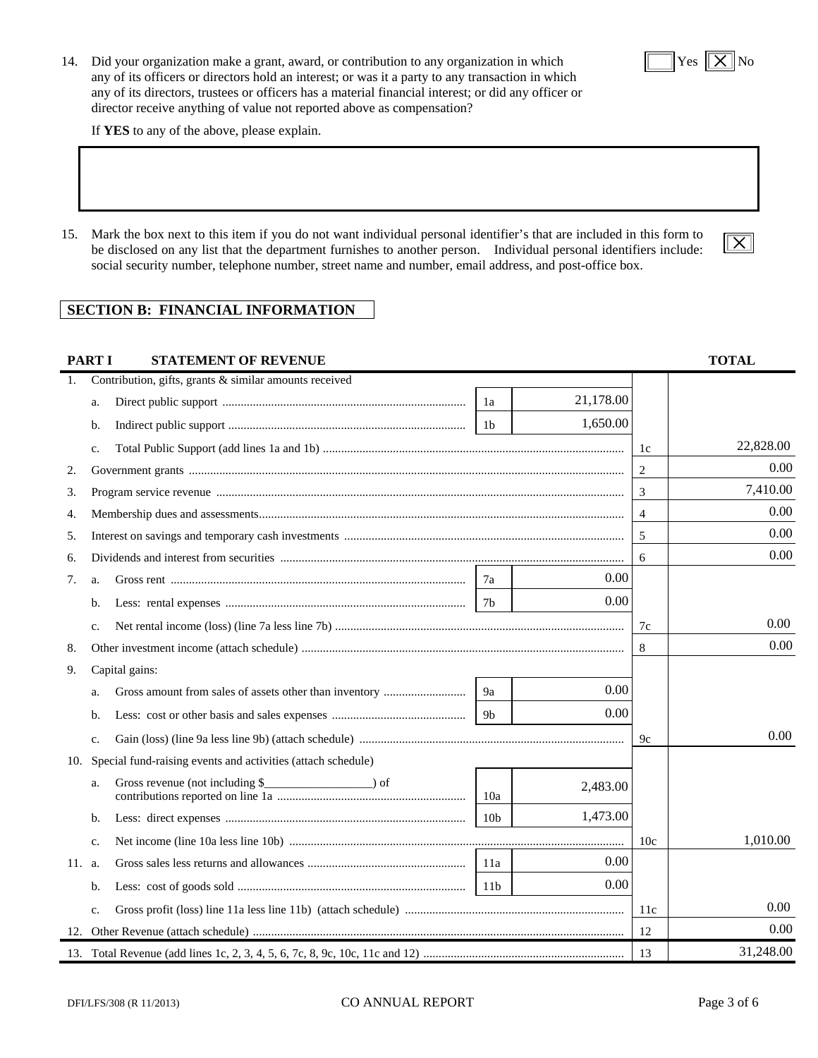14. Did your organization make a grant, award, or contribution to any organization in which any of its officers or directors hold an interest; or was it a party to any transaction in which any of its directors, trustees or officers has a material financial interest; or did any officer or director receive anything of value not reported above as compensation?

☐ Yes ☒ No

If **YES** to any of the above, please explain.

15. Mark the box next to this item if you do not want individual personal identifier's that are included in this form to be disclosed on any list that the department furnishes to another person. Individual personal identifiers include: social security number, telephone number, street name and number, email address, and post-office box. ☒

## SECTION B: FINANCIAL INFORMATION

### PART I STATEMENT OF REVENUE

| | | Description | Line | Amount | Line | TOTAL |
|---|---|---|---|---|---|---|
| 1. | | Contribution, gifts, grants & similar amounts received | | | | |
| | a. | Direct public support | 1a | 21,178.00 | | |
| | b. | Indirect public support | 1b | 1,650.00 | | |
| | c. | Total Public Support (add lines 1a and 1b) | | | 1c | 22,828.00 |
| 2. | | Government grants | | | 2 | 0.00 |
| 3. | | Program service revenue | | | 3 | 7,410.00 |
| 4. | | Membership dues and assessments | | | 4 | 0.00 |
| 5. | | Interest on savings and temporary cash investments | | | 5 | 0.00 |
| 6. | | Dividends and interest from securities | | | 6 | 0.00 |
| 7. | a. | Gross rent | 7a | 0.00 | | |
| | b. | Less: rental expenses | 7b | 0.00 | | |
| | c. | Net rental income (loss) (line 7a less line 7b) | | | 7c | 0.00 |
| 8. | | Other investment income (attach schedule) | | | 8 | 0.00 |
| 9. | | Capital gains: | | | | |
| | a. | Gross amount from sales of assets other than inventory | 9a | 0.00 | | |
| | b. | Less: cost or other basis and sales expenses | 9b | 0.00 | | |
| | c. | Gain (loss) (line 9a less line 9b) (attach schedule) | | | 9c | 0.00 |
| 10. | | Special fund-raising events and activities (attach schedule) | | | | |
| | a. | Gross revenue (not including $__________________) of contributions reported on line 1a | 10a | 2,483.00 | | |
| | b. | Less: direct expenses | 10b | 1,473.00 | | |
| | c. | Net income (line 10a less line 10b) | | | 10c | 1,010.00 |
| 11. | a. | Gross sales less returns and allowances | 11a | 0.00 | | |
| | b. | Less: cost of goods sold | 11b | 0.00 | | |
| | c. | Gross profit (loss) line 11a less line 11b) (attach schedule) | | | 11c | 0.00 |
| 12. | | Other Revenue (attach schedule) | | | 12 | 0.00 |
| 13. | | Total Revenue (add lines 1c, 2, 3, 4, 5, 6, 7c, 8, 9c, 10c, 11c and 12) | | | 13 | 31,248.00 |

DFI/LFS/308 (R 11/2013) CO ANNUAL REPORT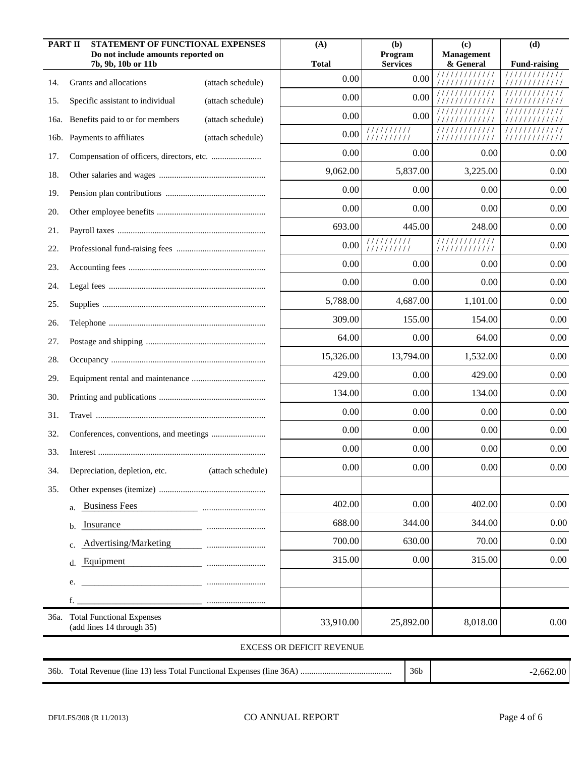| PART II | STATEMENT OF FUNCTIONAL EXPENSES<br>Do not include amounts reported on 7b, 9b, 10b or 11b | | (A)<br>Total | (b)<br>Program Services | (c)<br>Management & General | (d)<br>Fund-raising |
|---|---|---|---|---|---|---|
| 14. | Grants and allocations | (attach schedule) | 0.00 | 0.00 | ///////////// | ///////////// |
| 15. | Specific assistant to individual | (attach schedule) | 0.00 | 0.00 | ///////////// | ///////////// |
| 16a. | Benefits paid to or for members | (attach schedule) | 0.00 | 0.00 | ///////////// | ///////////// |
| 16b. | Payments to affiliates | (attach schedule) | 0.00 | ////////// | ///////////// | ///////////// |
| 17. | Compensation of officers, directors, etc. | | 0.00 | 0.00 | 0.00 | 0.00 |
| 18. | Other salaries and wages | | 9,062.00 | 5,837.00 | 3,225.00 | 0.00 |
| 19. | Pension plan contributions | | 0.00 | 0.00 | 0.00 | 0.00 |
| 20. | Other employee benefits | | 0.00 | 0.00 | 0.00 | 0.00 |
| 21. | Payroll taxes | | 693.00 | 445.00 | 248.00 | 0.00 |
| 22. | Professional fund-raising fees | | 0.00 | ////////// | ///////////// | 0.00 |
| 23. | Accounting fees | | 0.00 | 0.00 | 0.00 | 0.00 |
| 24. | Legal fees | | 0.00 | 0.00 | 0.00 | 0.00 |
| 25. | Supplies | | 5,788.00 | 4,687.00 | 1,101.00 | 0.00 |
| 26. | Telephone | | 309.00 | 155.00 | 154.00 | 0.00 |
| 27. | Postage and shipping | | 64.00 | 0.00 | 64.00 | 0.00 |
| 28. | Occupancy | | 15,326.00 | 13,794.00 | 1,532.00 | 0.00 |
| 29. | Equipment rental and maintenance | | 429.00 | 0.00 | 429.00 | 0.00 |
| 30. | Printing and publications | | 134.00 | 0.00 | 134.00 | 0.00 |
| 31. | Travel | | 0.00 | 0.00 | 0.00 | 0.00 |
| 32. | Conferences, conventions, and meetings | | 0.00 | 0.00 | 0.00 | 0.00 |
| 33. | Interest | | 0.00 | 0.00 | 0.00 | 0.00 |
| 34. | Depreciation, depletion, etc. | (attach schedule) | 0.00 | 0.00 | 0.00 | 0.00 |
| 35. | Other expenses (itemize) | | | | | |
| | a. Business Fees | | 402.00 | 0.00 | 402.00 | 0.00 |
| | b. Insurance | | 688.00 | 344.00 | 344.00 | 0.00 |
| | c. Advertising/Marketing | | 700.00 | 630.00 | 70.00 | 0.00 |
| | d. Equipment | | 315.00 | 0.00 | 315.00 | 0.00 |
| | e. | | | | | |
| | f. | | | | | |
| 36a. | Total Functional Expenses (add lines 14 through 35) | | 33,910.00 | 25,892.00 | 8,018.00 | 0.00 |

EXCESS OR DEFICIT REVENUE

| | | | |
|---|---|---|---|
| 36b. | Total Revenue (line 13) less Total Functional Expenses (line 36A) | 36b | -2,662.00 |

DFI/LFS/308 (R 11/2013) CO ANNUAL REPORT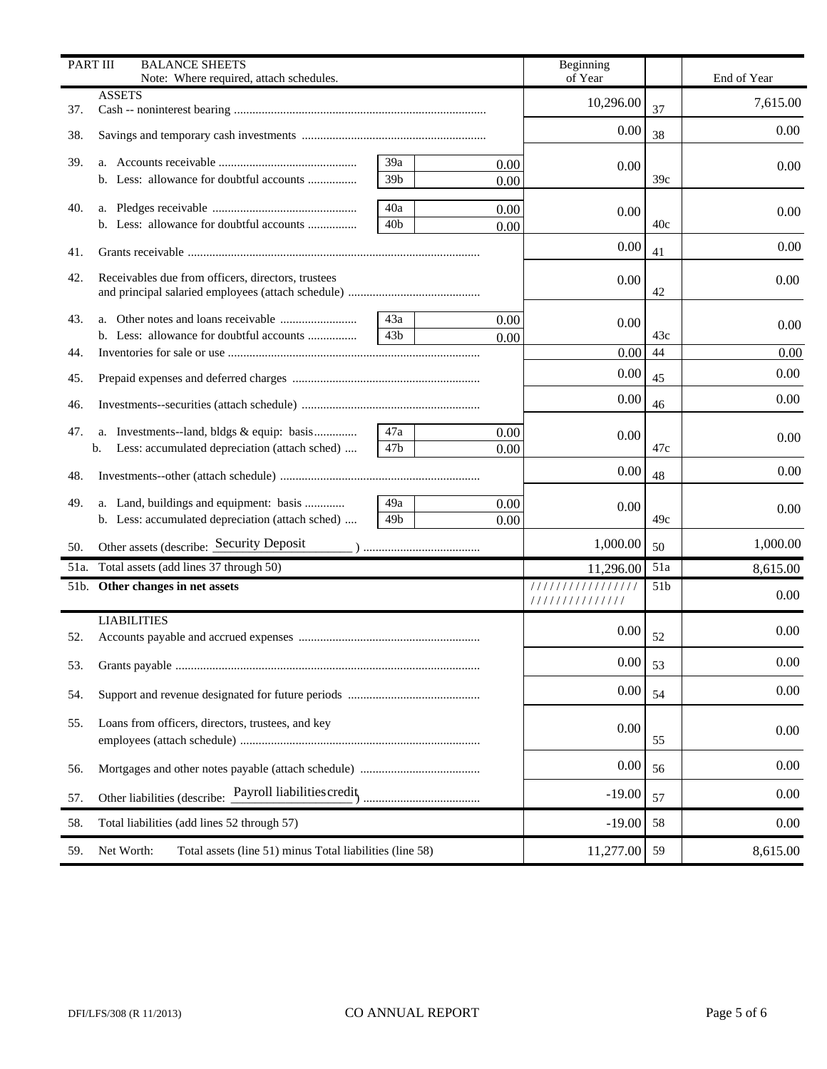| PART III | BALANCE SHEETS<br>Note: Where required, attach schedules. | | | Beginning of Year | | End of Year |
|---|---|---|---|---|---|---|
| | **ASSETS** | | | | | |
| 37. | Cash -- noninterest bearing | | | 10,296.00 | 37 | 7,615.00 |
| 38. | Savings and temporary cash investments | | | 0.00 | 38 | 0.00 |
| 39. | a. Accounts receivable | 39a | 0.00 | 0.00 | | 0.00 |
| | b. Less: allowance for doubtful accounts | 39b | 0.00 | | 39c | |
| 40. | a. Pledges receivable | 40a | 0.00 | 0.00 | | 0.00 |
| | b. Less: allowance for doubtful accounts | 40b | 0.00 | | 40c | |
| 41. | Grants receivable | | | 0.00 | 41 | 0.00 |
| 42. | Receivables due from officers, directors, trustees and principal salaried employees (attach schedule) | | | 0.00 | 42 | 0.00 |
| 43. | a. Other notes and loans receivable | 43a | 0.00 | 0.00 | | 0.00 |
| | b. Less: allowance for doubtful accounts | 43b | 0.00 | | 43c | |
| 44. | Inventories for sale or use | | | 0.00 | 44 | 0.00 |
| 45. | Prepaid expenses and deferred charges | | | 0.00 | 45 | 0.00 |
| 46. | Investments--securities (attach schedule) | | | 0.00 | 46 | 0.00 |
| 47. | a. Investments--land, bldgs & equip: basis | 47a | 0.00 | 0.00 | | 0.00 |
| | b. Less: accumulated depreciation (attach sched) | 47b | 0.00 | | 47c | |
| 48. | Investments--other (attach schedule) | | | 0.00 | 48 | 0.00 |
| 49. | a. Land, buildings and equipment: basis | 49a | 0.00 | 0.00 | | 0.00 |
| | b. Less: accumulated depreciation (attach sched) | 49b | 0.00 | | 49c | |
| 50. | Other assets (describe: Security Deposit ) | | | 1,000.00 | 50 | 1,000.00 |
| 51a. | Total assets (add lines 37 through 50) | | | 11,296.00 | 51a | 8,615.00 |
| 51b. | **Other changes in net assets** | | | //////////////// | 51b | 0.00 |
| | **LIABILITIES** | | | | | |
| 52. | Accounts payable and accrued expenses | | | 0.00 | 52 | 0.00 |
| 53. | Grants payable | | | 0.00 | 53 | 0.00 |
| 54. | Support and revenue designated for future periods | | | 0.00 | 54 | 0.00 |
| 55. | Loans from officers, directors, trustees, and key employees (attach schedule) | | | 0.00 | 55 | 0.00 |
| 56. | Mortgages and other notes payable (attach schedule) | | | 0.00 | 56 | 0.00 |
| 57. | Other liabilities (describe: Payroll liabilities credit ) | | | -19.00 | 57 | 0.00 |
| 58. | Total liabilities (add lines 52 through 57) | | | -19.00 | 58 | 0.00 |
| 59. | Net Worth: Total assets (line 51) minus Total liabilities (line 58) | | | 11,277.00 | 59 | 8,615.00 |

DFI/LFS/308 (R 11/2013) CO ANNUAL REPORT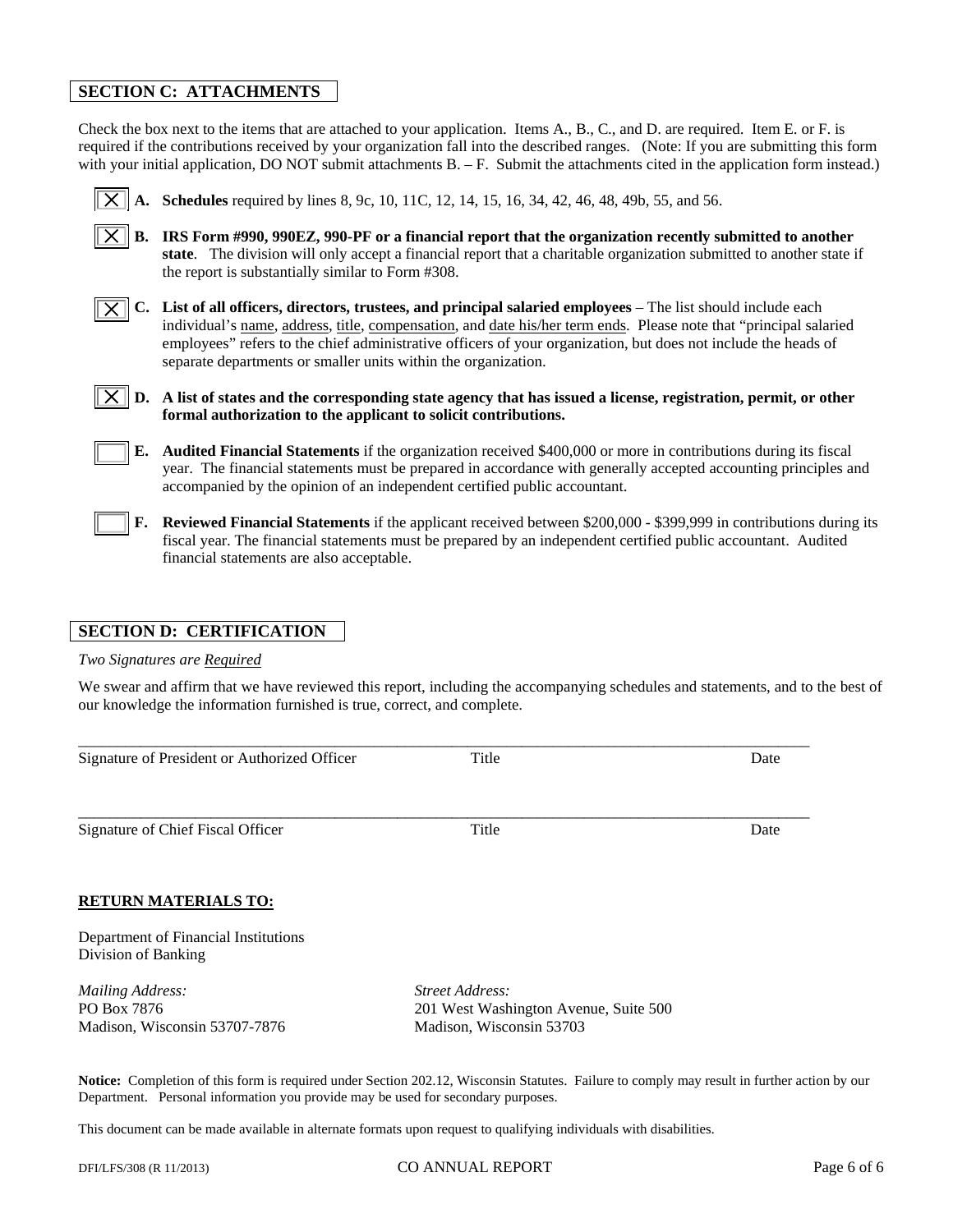## SECTION C: ATTACHMENTS

Check the box next to the items that are attached to your application. Items A., B., C., and D. are required. Item E. or F. is required if the contributions received by your organization fall into the described ranges. (Note: If you are submitting this form with your initial application, DO NOT submit attachments B. – F. Submit the attachments cited in the application form instead.)

- [x] **A. Schedules** required by lines 8, 9c, 10, 11C, 12, 14, 15, 16, 34, 42, 46, 48, 49b, 55, and 56.
- [x] **B. IRS Form #990, 990EZ, 990-PF or a financial report that the organization recently submitted to another state**. The division will only accept a financial report that a charitable organization submitted to another state if the report is substantially similar to Form #308.
- [x] **C. List of all officers, directors, trustees, and principal salaried employees** – The list should include each individual's name, address, title, compensation, and date his/her term ends. Please note that "principal salaried employees" refers to the chief administrative officers of your organization, but does not include the heads of separate departments or smaller units within the organization.
- [x] **D. A list of states and the corresponding state agency that has issued a license, registration, permit, or other formal authorization to the applicant to solicit contributions.**
- [ ] **E. Audited Financial Statements** if the organization received $400,000 or more in contributions during its fiscal year. The financial statements must be prepared in accordance with generally accepted accounting principles and accompanied by the opinion of an independent certified public accountant.
- [ ] **F. Reviewed Financial Statements** if the applicant received between $200,000 - $399,999 in contributions during its fiscal year. The financial statements must be prepared by an independent certified public accountant. Audited financial statements are also acceptable.

## SECTION D: CERTIFICATION

*Two Signatures are Required*

We swear and affirm that we have reviewed this report, including the accompanying schedules and statements, and to the best of our knowledge the information furnished is true, correct, and complete.

______________________________________________________________________________

Signature of President or Authorized Officer  Title  Date

______________________________________________________________________________

Signature of Chief Fiscal Officer  Title  Date

**RETURN MATERIALS TO:**

Department of Financial Institutions
Division of Banking

*Mailing Address:*
PO Box 7876
Madison, Wisconsin 53707-7876

*Street Address:*
201 West Washington Avenue, Suite 500
Madison, Wisconsin 53703

**Notice:** Completion of this form is required under Section 202.12, Wisconsin Statutes. Failure to comply may result in further action by our Department. Personal information you provide may be used for secondary purposes.

This document can be made available in alternate formats upon request to qualifying individuals with disabilities.

DFI/LFS/308 (R 11/2013) CO ANNUAL REPORT